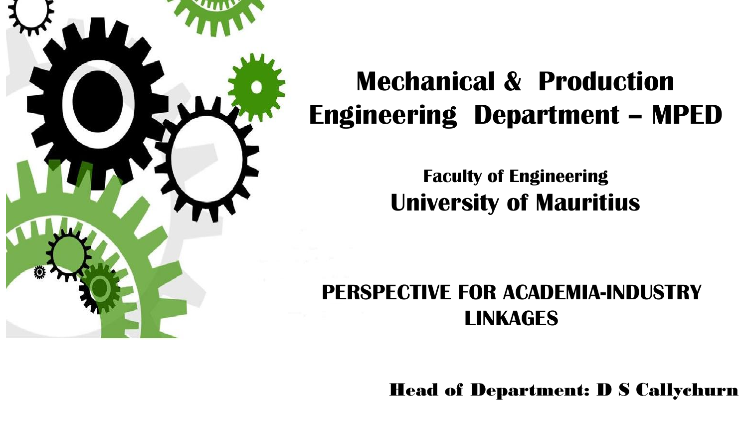# Mechanical & Production Engineering Department – MPED

## Faculty of Engineering
## University of Mauritius

## PERSPECTIVE FOR ACADEMIA-INDUSTRY LINKAGES

**Head of Department: D S Callychurn**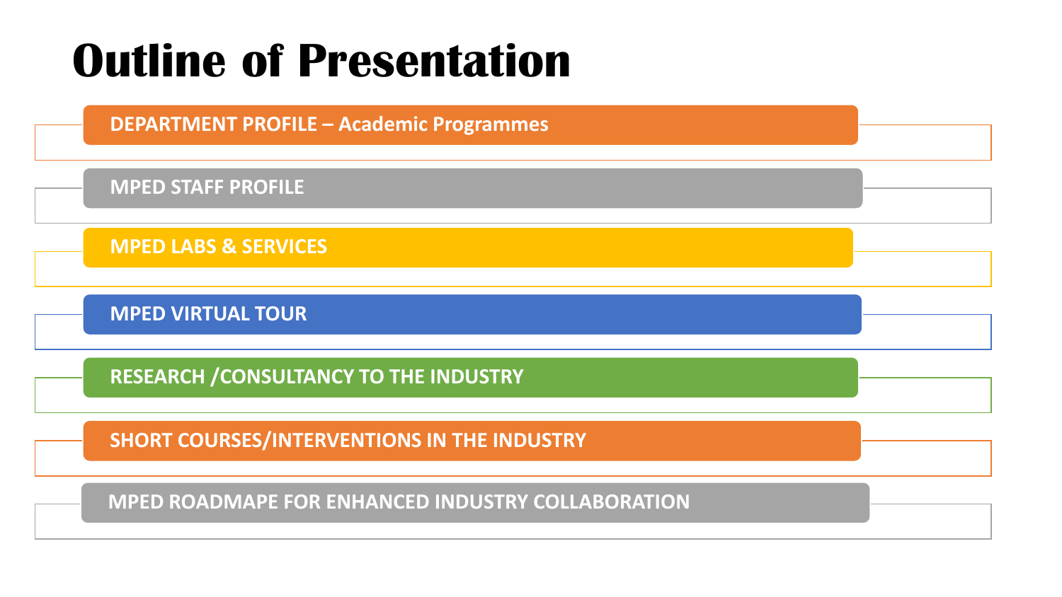# Outline of Presentation

- DEPARTMENT PROFILE – Academic Programmes
- MPED STAFF PROFILE
- MPED LABS & SERVICES
- MPED VIRTUAL TOUR
- RESEARCH /CONSULTANCY TO THE INDUSTRY
- SHORT COURSES/INTERVENTIONS IN THE INDUSTRY
- MPED ROADMAPE FOR ENHANCED INDUSTRY COLLABORATION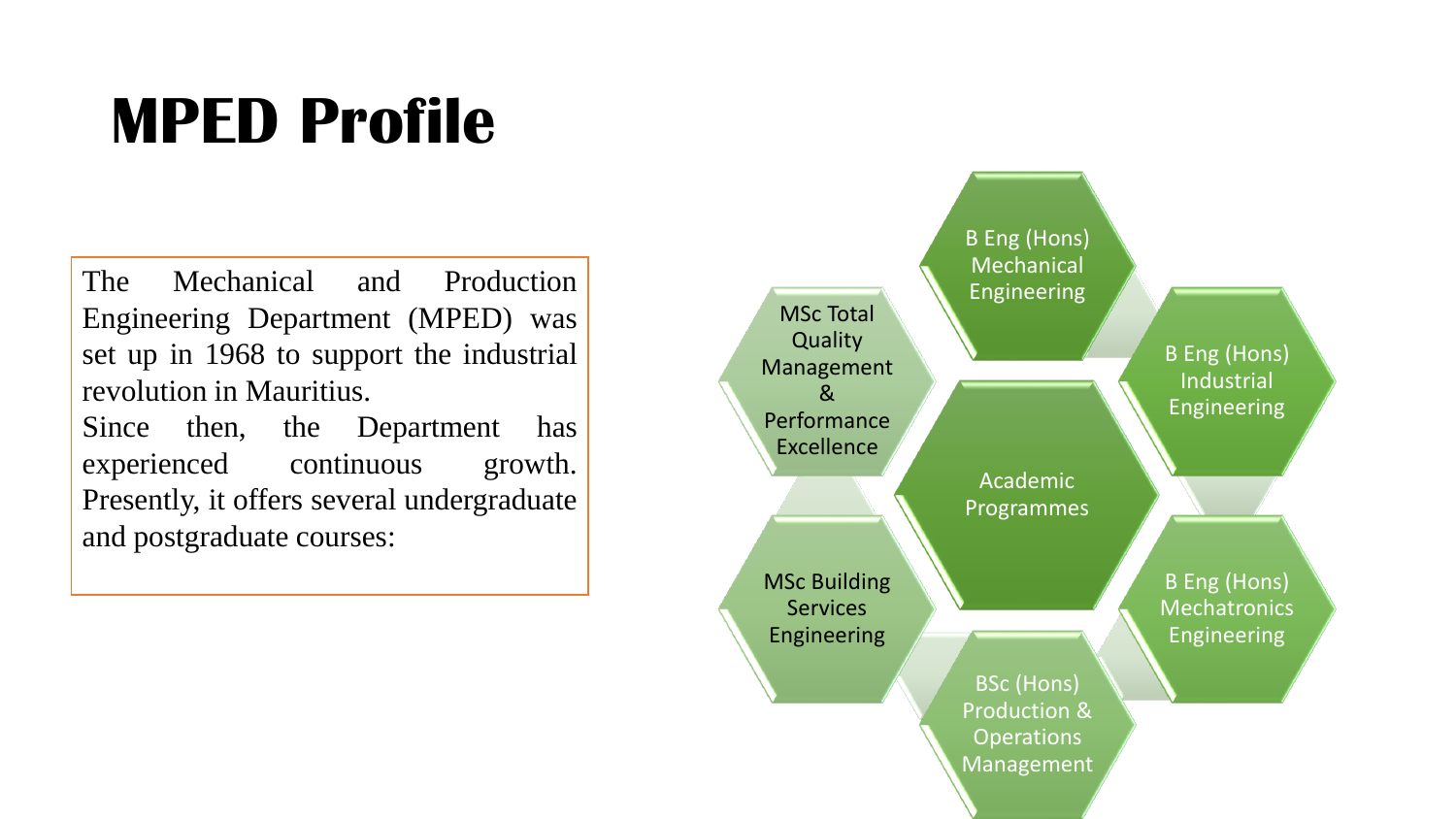# MPED Profile

The Mechanical and Production Engineering Department (MPED) was set up in 1968 to support the industrial revolution in Mauritius.

Since then, the Department has experienced continuous growth. Presently, it offers several undergraduate and postgraduate courses:

**Academic Programmes**

- B Eng (Hons) Mechanical Engineering
- B Eng (Hons) Industrial Engineering
- B Eng (Hons) Mechatronics Engineering
- BSc (Hons) Production & Operations Management
- MSc Building Services Engineering
- MSc Total Quality Management & Performance Excellence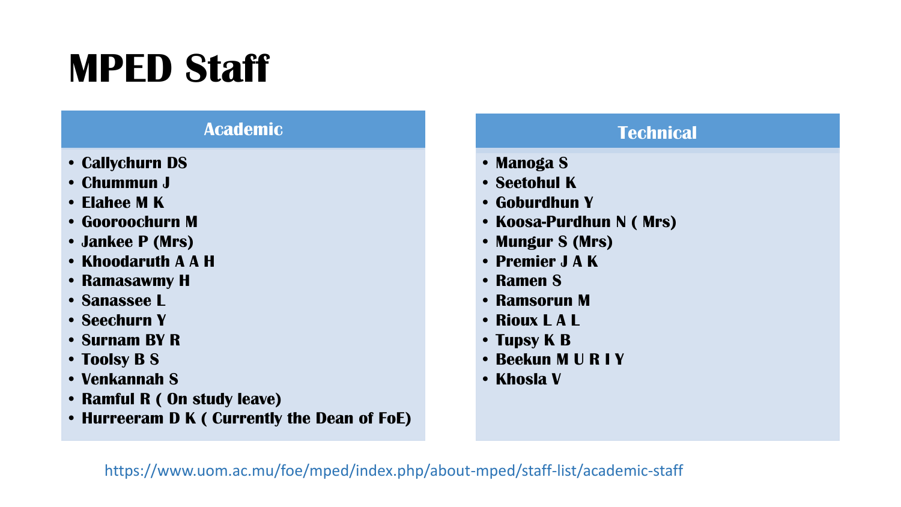# MPED Staff

## Academic

- Callychurn DS
- Chummun J
- Elahee M K
- Gooroochurn M
- Jankee P (Mrs)
- Khoodaruth A A H
- Ramasawmy H
- Sanassee L
- Seechurn Y
- Surnam BY R
- Toolsy B S
- Venkannah S
- Ramful R ( On study leave)
- Hurreeram D K ( Currently the Dean of FoE)

## Technical

- Manoga S
- Seetohul K
- Goburdhun Y
- Koosa-Purdhun N ( Mrs)
- Mungur S (Mrs)
- Premier J A K
- Ramen S
- Ramsorun M
- Rioux L A L
- Tupsy K B
- Beekun M U R I Y
- Khosla V

https://www.uom.ac.mu/foe/mped/index.php/about-mped/staff-list/academic-staff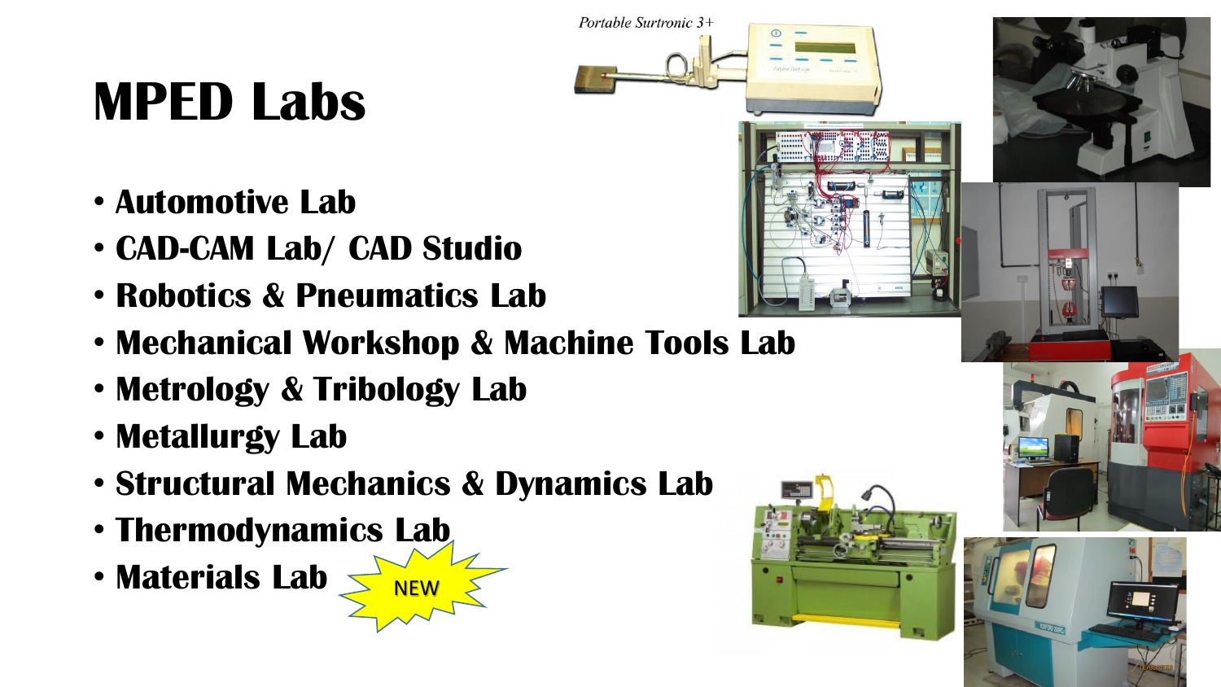# MPED Labs

- Automotive Lab
- CAD-CAM Lab/ CAD Studio
- Robotics & Pneumatics Lab
- Mechanical Workshop & Machine Tools Lab
- Metrology & Tribology Lab
- Metallurgy Lab
- Structural Mechanics & Dynamics Lab
- Thermodynamics Lab
- Materials Lab NEW

*Portable Surtronic 3+*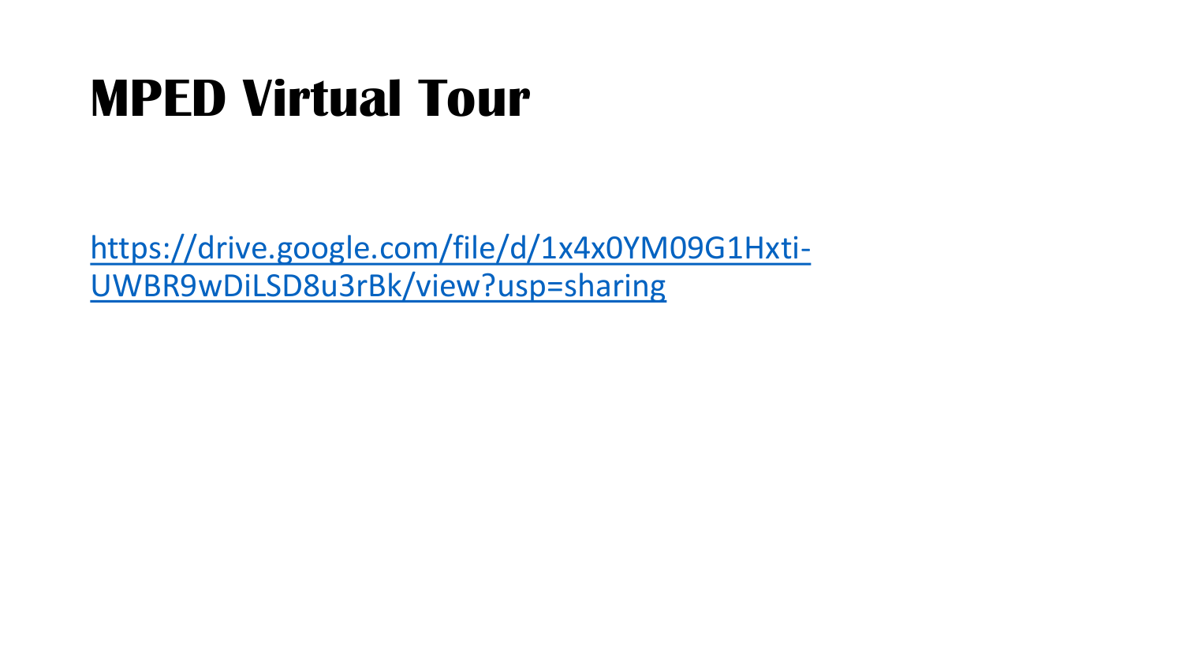# MPED Virtual Tour

https://drive.google.com/file/d/1x4x0YM09G1Hxti-UWBR9wDiLSD8u3rBk/view?usp=sharing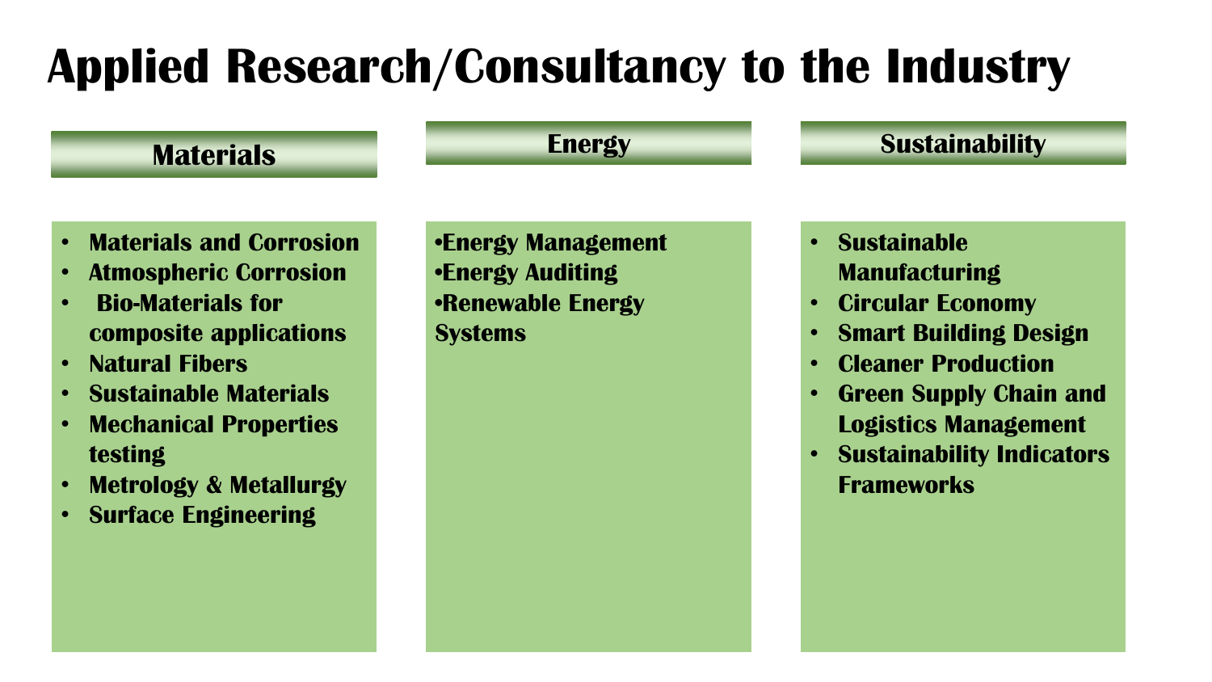# Applied Research/Consultancy to the Industry

## Materials

- Materials and Corrosion
- Atmospheric Corrosion
- Bio-Materials for composite applications
- Natural Fibers
- Sustainable Materials
- Mechanical Properties testing
- Metrology & Metallurgy
- Surface Engineering

## Energy

- Energy Management
- Energy Auditing
- Renewable Energy Systems

## Sustainability

- Sustainable Manufacturing
- Circular Economy
- Smart Building Design
- Cleaner Production
- Green Supply Chain and Logistics Management
- Sustainability Indicators Frameworks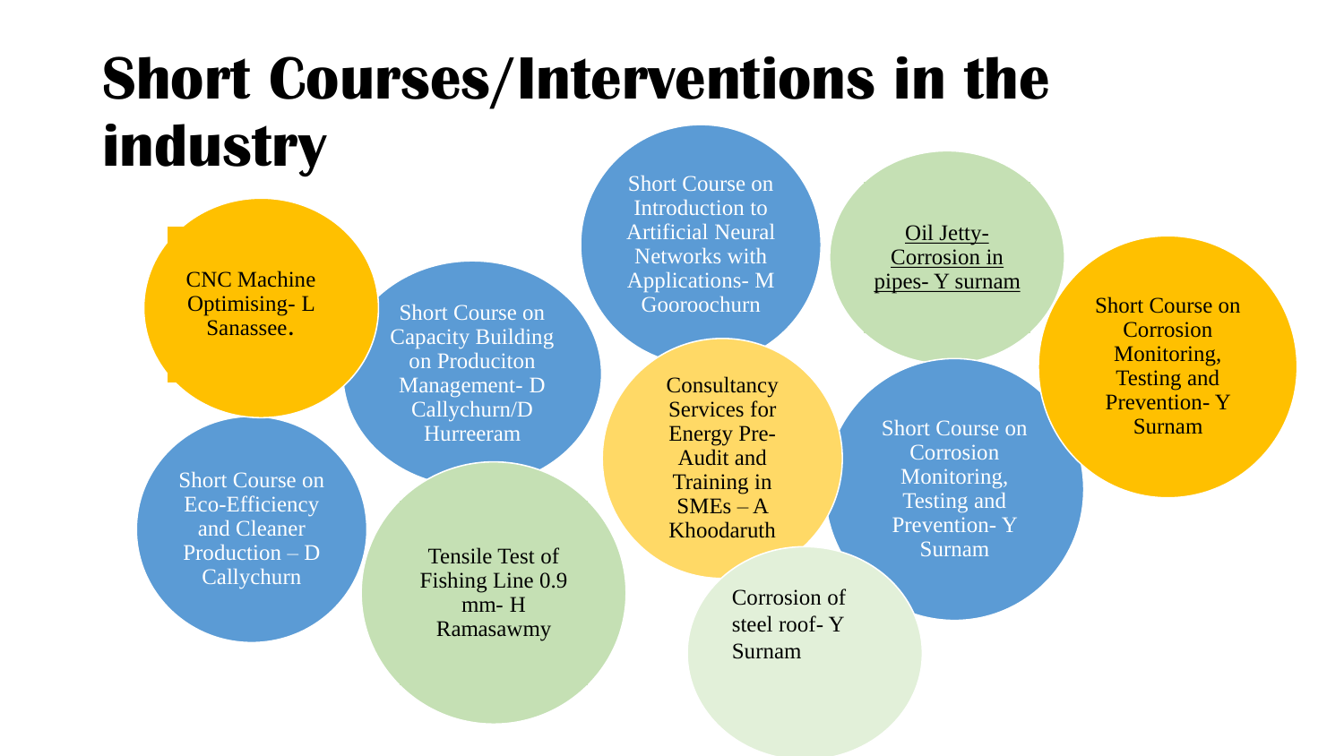# Short Courses/Interventions in the industry

- CNC Machine Optimising- L Sanassee.
- Short Course on Capacity Building on Produciton Management- D Callychurn/D Hurreeram
- Short Course on Introduction to Artificial Neural Networks with Applications- M Gooroochurn
- Oil Jetty- Corrosion in pipes- Y surnam
- Short Course on Corrosion Monitoring, Testing and Prevention- Y Surnam
- Short Course on Eco-Efficiency and Cleaner Production – D Callychurn
- Tensile Test of Fishing Line 0.9 mm- H Ramasawmy
- Consultancy Services for Energy Pre-Audit and Training in SMEs – A Khoodaruth
- Short Course on Corrosion Monitoring, Testing and Prevention- Y Surnam
- Corrosion of steel roof- Y Surnam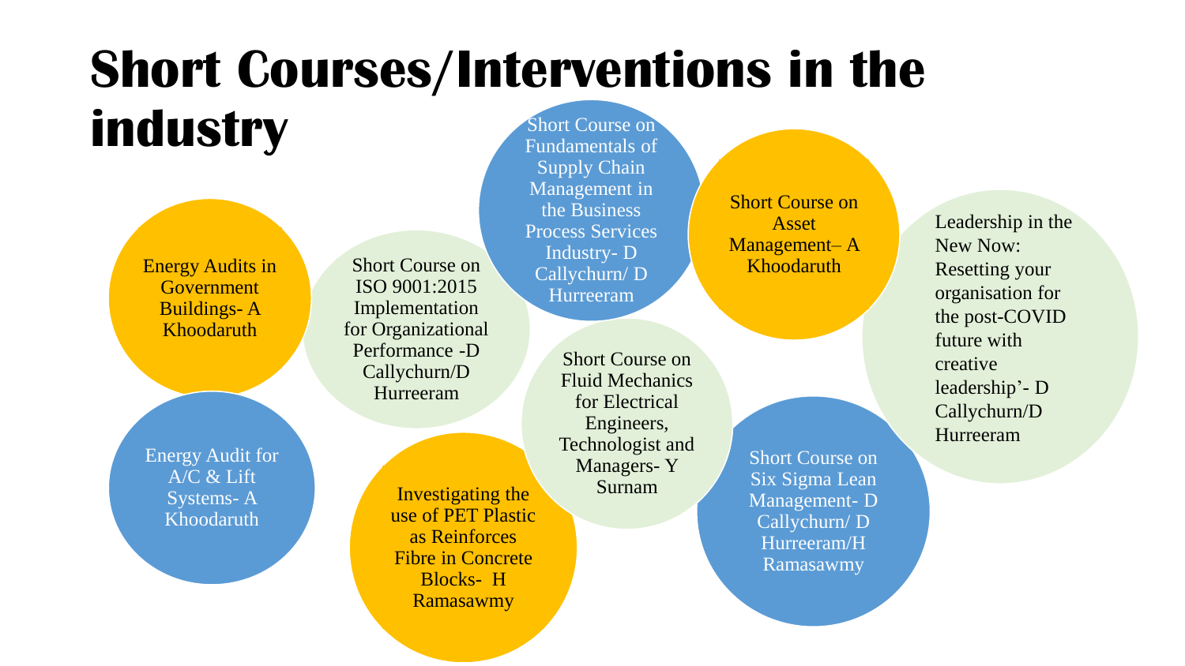# Short Courses/Interventions in the industry

- Energy Audits in Government Buildings- A Khoodaruth
- Energy Audit for A/C & Lift Systems- A Khoodaruth
- Short Course on ISO 9001:2015 Implementation for Organizational Performance -D Callychurn/D Hurreeram
- Investigating the use of PET Plastic as Reinforces Fibre in Concrete Blocks- H Ramasawmy
- Short Course on Fundamentals of Supply Chain Management in the Business Process Services Industry- D Callychurn/ D Hurreeram
- Short Course on Fluid Mechanics for Electrical Engineers, Technologist and Managers- Y Surnam
- Short Course on Asset Management– A Khoodaruth
- Short Course on Six Sigma Lean Management- D Callychurn/ D Hurreeram/H Ramasawmy
- Leadership in the New Now: Resetting your organisation for the post-COVID future with creative leadership'- D Callychurn/D Hurreeram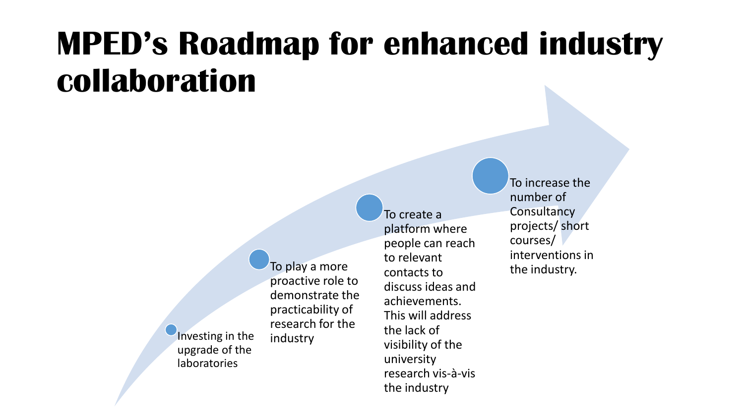# MPED's Roadmap for enhanced industry collaboration

- Investing in the upgrade of the laboratories
- To play a more proactive role to demonstrate the practicability of research for the industry
- To create a platform where people can reach to relevant contacts to discuss ideas and achievements. This will address the lack of visibility of the university research vis-à-vis the industry
- To increase the number of Consultancy projects/ short courses/ interventions in the industry.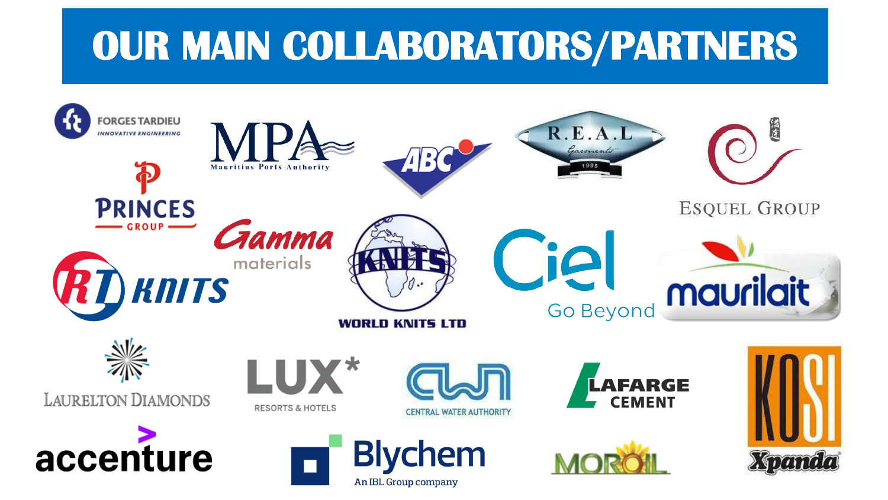# OUR MAIN COLLABORATORS/PARTNERS

- FORGES TARDIEU – INNOVATIVE ENGINEERING
- MPA – Mauritius Ports Authority
- ABC
- R.E.A.L Garments 1985
- ESQUEL GROUP
- PRINCES GROUP
- Gamma materials
- RT KNITS
- WORLD KNITS LTD
- Ciel – Go Beyond
- maurilait
- LAURELTON DIAMONDS
- LUX* RESORTS & HOTELS
- CWA – CENTRAL WATER AUTHORITY
- LAFARGE CEMENT
- KOSI Xpanda
- accenture
- Blychem – An IBL Group company
- MOROIL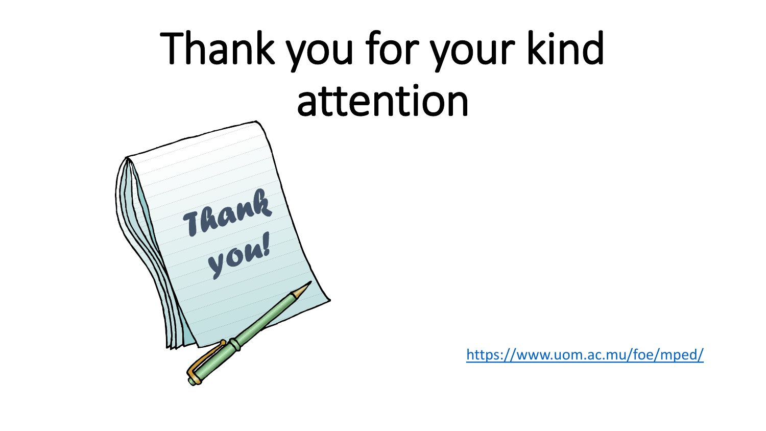# Thank you for your kind attention

https://www.uom.ac.mu/foe/mped/